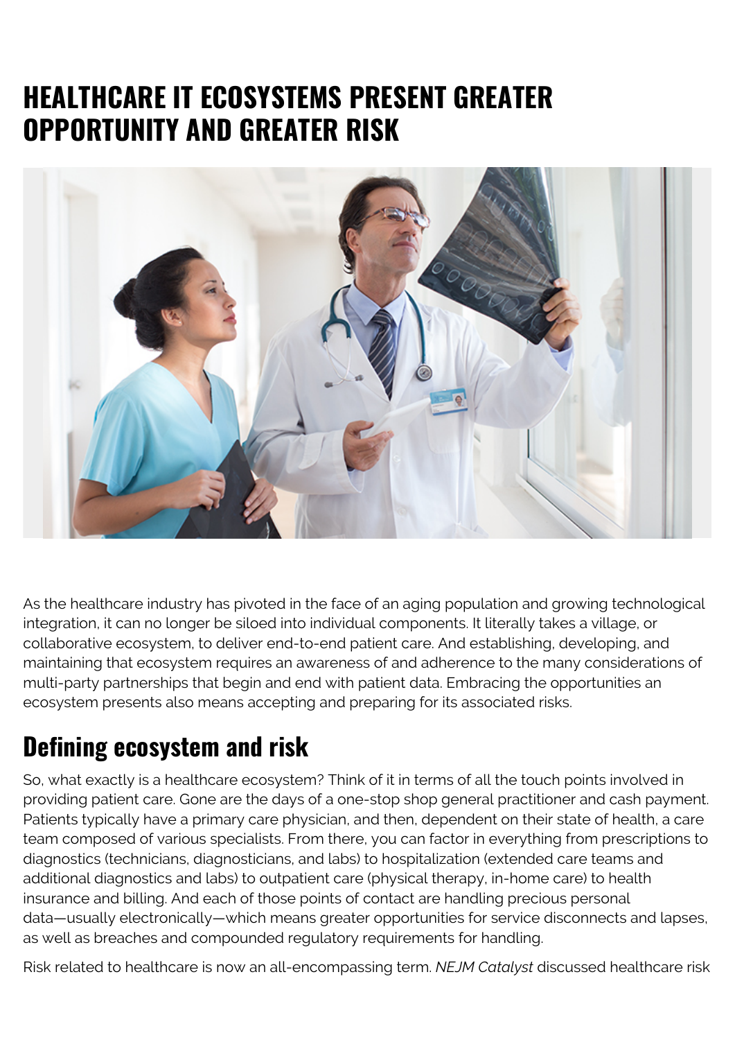# HEALTHCARE IT ECOSYSTEMS PRESENT GREATER OPPORTUNITY AND GREATER RISK

As the healthcare industry has pivoted in the face of an aging population and growing technological integration, it can no longer be siloed into individual components. It literally takes a village, or collaborative ecosystem, to deliver end-to-end patient care. And establishing, developing, and maintaining that ecosystem requires an awareness of and adherence to the many considerations of multi-party partnerships that begin and end with patient data. Embracing the opportunities an ecosystem presents also means accepting and preparing for its associated risks.

## Defining ecosystem and risk

So, what exactly is a healthcare ecosystem? Think of it in terms of all the touch points involved in providing patient care. Gone are the days of a one-stop shop general practitioner and cash payment. Patients typically have a primary care physician, and then, dependent on their state of health, a care team composed of various specialists. From there, you can factor in everything from prescriptions to diagnostics (technicians, diagnosticians, and labs) to hospitalization (extended care teams and additional diagnostics and labs) to outpatient care (physical therapy, in-home care) to health insurance and billing. And each of those points of contact are handling precious personal data—usually electronically—which means greater opportunities for service disconnects and lapses, as well as breaches and compounded regulatory requirements for handling.

Risk related to healthcare is now an all-encompassing term. *NEJM Catalyst* discussed healthcare risk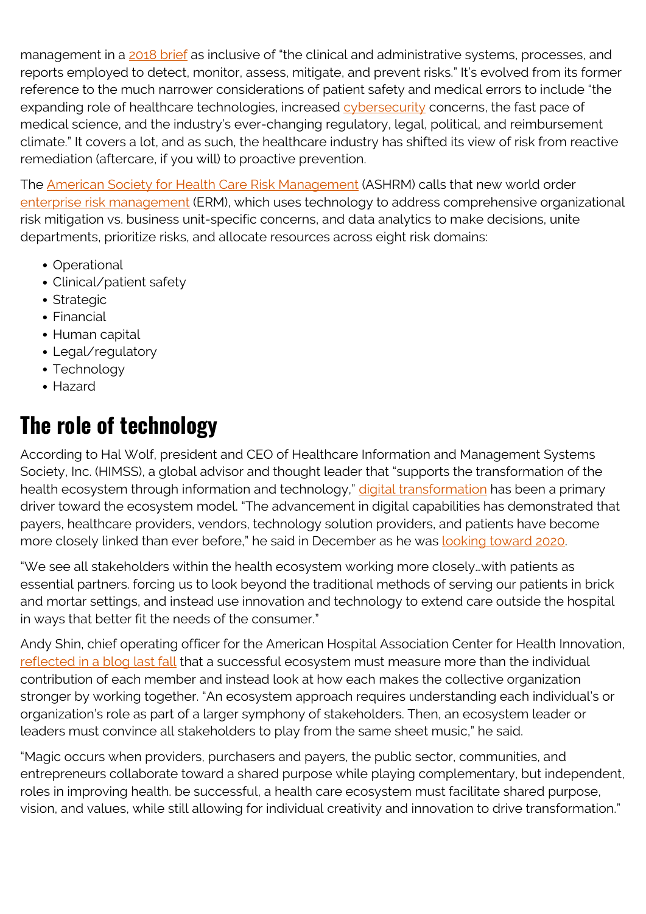management in a 2018 brief as inclusive of "the clinical and administrative systems, processes, and reports employed to detect, monitor, assess, mitigate, and prevent risks." It's evolved from its former reference to the much narrower considerations of patient safety and medical errors to include "the expanding role of healthcare technologies, increased cybersecurity concerns, the fast pace of medical science, and the industry's ever-changing regulatory, legal, political, and reimbursement climate." It covers a lot, and as such, the healthcare industry has shifted its view of risk from reactive remediation (aftercare, if you will) to proactive prevention.

The American Society for Health Care Risk Management (ASHRM) calls that new world order enterprise risk management (ERM), which uses technology to address comprehensive organizational risk mitigation vs. business unit-specific concerns, and data analytics to make decisions, unite departments, prioritize risks, and allocate resources across eight risk domains:

- Operational
- Clinical/patient safety
- Strategic
- Financial
- Human capital
- Legal/regulatory
- Technology
- Hazard

## The role of technology

According to Hal Wolf, president and CEO of Healthcare Information and Management Systems Society, Inc. (HIMSS), a global advisor and thought leader that "supports the transformation of the health ecosystem through information and technology," digital transformation has been a primary driver toward the ecosystem model. "The advancement in digital capabilities has demonstrated that payers, healthcare providers, vendors, technology solution providers, and patients have become more closely linked than ever before," he said in December as he was looking toward 2020.

"We see all stakeholders within the health ecosystem working more closely…with patients as essential partners. forcing us to look beyond the traditional methods of serving our patients in brick and mortar settings, and instead use innovation and technology to extend care outside the hospital in ways that better fit the needs of the consumer."

Andy Shin, chief operating officer for the American Hospital Association Center for Health Innovation, reflected in a blog last fall that a successful ecosystem must measure more than the individual contribution of each member and instead look at how each makes the collective organization stronger by working together. "An ecosystem approach requires understanding each individual's or organization's role as part of a larger symphony of stakeholders. Then, an ecosystem leader or leaders must convince all stakeholders to play from the same sheet music," he said.

"Magic occurs when providers, purchasers and payers, the public sector, communities, and entrepreneurs collaborate toward a shared purpose while playing complementary, but independent, roles in improving health. be successful, a health care ecosystem must facilitate shared purpose, vision, and values, while still allowing for individual creativity and innovation to drive transformation."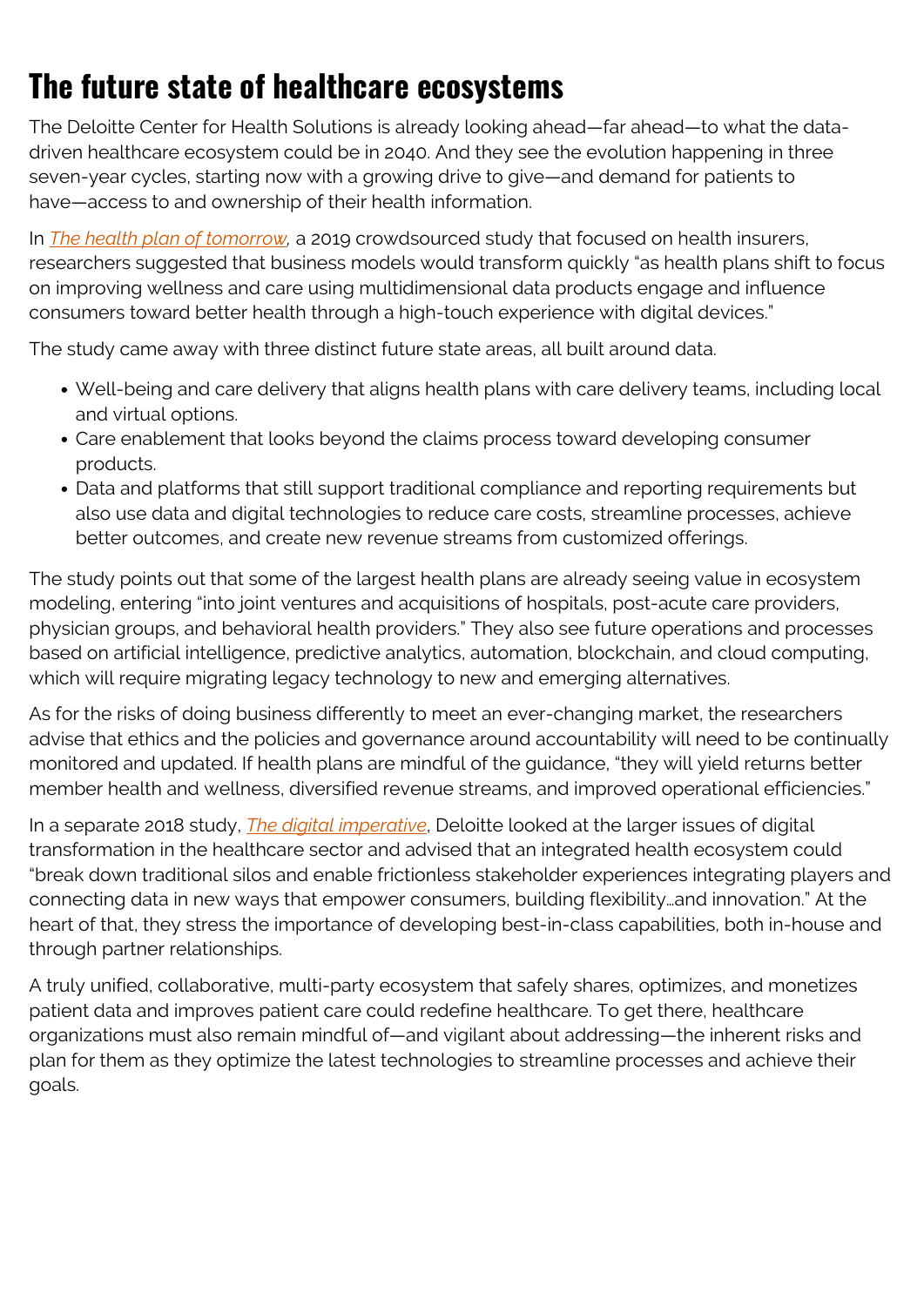# The future state of healthcare ecosystems

The Deloitte Center for Health Solutions is already looking ahead—far ahead—to what the data-driven healthcare ecosystem could be in 2040. And they see the evolution happening in three seven-year cycles, starting now with a growing drive to give—and demand for patients to have—access to and ownership of their health information.

In *The health plan of tomorrow,* a 2019 crowdsourced study that focused on health insurers, researchers suggested that business models would transform quickly "as health plans shift to focus on improving wellness and care using multidimensional data products engage and influence consumers toward better health through a high-touch experience with digital devices."

The study came away with three distinct future state areas, all built around data.

- Well-being and care delivery that aligns health plans with care delivery teams, including local and virtual options.
- Care enablement that looks beyond the claims process toward developing consumer products.
- Data and platforms that still support traditional compliance and reporting requirements but also use data and digital technologies to reduce care costs, streamline processes, achieve better outcomes, and create new revenue streams from customized offerings.

The study points out that some of the largest health plans are already seeing value in ecosystem modeling, entering "into joint ventures and acquisitions of hospitals, post-acute care providers, physician groups, and behavioral health providers." They also see future operations and processes based on artificial intelligence, predictive analytics, automation, blockchain, and cloud computing, which will require migrating legacy technology to new and emerging alternatives.

As for the risks of doing business differently to meet an ever-changing market, the researchers advise that ethics and the policies and governance around accountability will need to be continually monitored and updated. If health plans are mindful of the guidance, "they will yield returns better member health and wellness, diversified revenue streams, and improved operational efficiencies."

In a separate 2018 study, *The digital imperative*, Deloitte looked at the larger issues of digital transformation in the healthcare sector and advised that an integrated health ecosystem could "break down traditional silos and enable frictionless stakeholder experiences integrating players and connecting data in new ways that empower consumers, building flexibility…and innovation." At the heart of that, they stress the importance of developing best-in-class capabilities, both in-house and through partner relationships.

A truly unified, collaborative, multi-party ecosystem that safely shares, optimizes, and monetizes patient data and improves patient care could redefine healthcare. To get there, healthcare organizations must also remain mindful of—and vigilant about addressing—the inherent risks and plan for them as they optimize the latest technologies to streamline processes and achieve their goals.